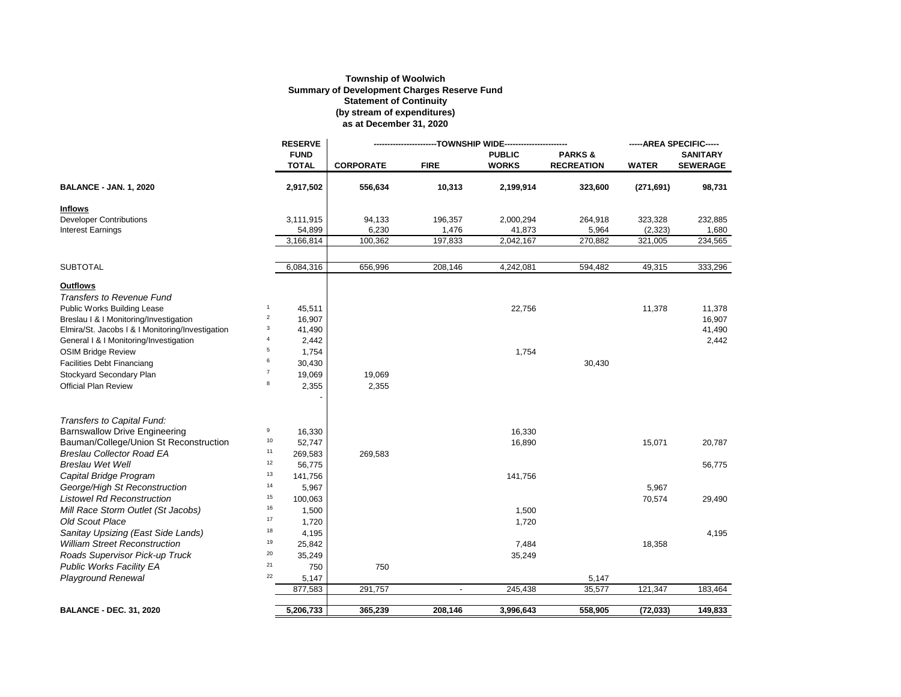**Township of Woolwich**
**Summary of Development Charges Reserve Fund**
**Statement of Continuity**
**(by stream of expenditures)**
**as at December 31, 2020**

| | | RESERVE FUND | -----TOWNSHIP WIDE----- | | | | -----AREA SPECIFIC----- | |
|---|---|---|---|---|---|---|---|---|
| | | **TOTAL** | **CORPORATE** | **FIRE** | **PUBLIC WORKS** | **PARKS & RECREATION** | **WATER** | **SANITARY SEWERAGE** |
| **BALANCE - JAN. 1, 2020** | | **2,917,502** | **556,634** | **10,313** | **2,199,914** | **323,600** | **(271,691)** | **98,731** |
| **Inflows** | | | | | | | | |
| Developer Contributions | | 3,111,915 | 94,133 | 196,357 | 2,000,294 | 264,918 | 323,328 | 232,885 |
| Interest Earnings | | 54,899 | 6,230 | 1,476 | 41,873 | 5,964 | (2,323) | 1,680 |
| | | 3,166,814 | 100,362 | 197,833 | 2,042,167 | 270,882 | 321,005 | 234,565 |
| SUBTOTAL | | 6,084,316 | 656,996 | 208,146 | 4,242,081 | 594,482 | 49,315 | 333,296 |
| **Outflows** | | | | | | | | |
| *Transfers to Revenue Fund* | | | | | | | | |
| Public Works Building Lease | 1 | 45,511 | | | 22,756 | | 11,378 | 11,378 |
| Breslau I & I Monitoring/Investigation | 2 | 16,907 | | | | | | 16,907 |
| Elmira/St. Jacobs I & I Monitoring/Investigation | 3 | 41,490 | | | | | | 41,490 |
| General I & I Monitoring/Investigation | 4 | 2,442 | | | | | | 2,442 |
| OSIM Bridge Review | 5 | 1,754 | | | 1,754 | | | |
| Facilities Debt Financiang | 6 | 30,430 | | | | 30,430 | | |
| Stockyard Secondary Plan | 7 | 19,069 | 19,069 | | | | | |
| Official Plan Review | 8 | 2,355 | 2,355 | | | | | |
| | | - | | | | | | |
| *Transfers to Capital Fund:* | | | | | | | | |
| Barnswallow Drive Engineering | 9 | 16,330 | | | 16,330 | | | |
| Bauman/College/Union St Reconstruction | 10 | 52,747 | | | 16,890 | | 15,071 | 20,787 |
| *Breslau Collector Road EA* | 11 | 269,583 | 269,583 | | | | | |
| *Breslau Wet Well* | 12 | 56,775 | | | | | | 56,775 |
| *Capital Bridge Program* | 13 | 141,756 | | | 141,756 | | | |
| *George/High St Reconstruction* | 14 | 5,967 | | | | | 5,967 | |
| *Listowel Rd Reconstruction* | 15 | 100,063 | | | | | 70,574 | 29,490 |
| *Mill Race Storm Outlet (St Jacobs)* | 16 | 1,500 | | | 1,500 | | | |
| *Old Scout Place* | 17 | 1,720 | | | 1,720 | | | |
| *Sanitay Upsizing (East Side Lands)* | 18 | 4,195 | | | | | | 4,195 |
| *William Street Reconstruction* | 19 | 25,842 | | | 7,484 | | 18,358 | |
| *Roads Supervisor Pick-up Truck* | 20 | 35,249 | | | 35,249 | | | |
| *Public Works Facility EA* | 21 | 750 | 750 | | | | | |
| *Playground Renewal* | 22 | 5,147 | | | | 5,147 | | |
| | | 877,583 | 291,757 | - | 245,438 | 35,577 | 121,347 | 183,464 |
| **BALANCE - DEC. 31, 2020** | | **5,206,733** | **365,239** | **208,146** | **3,996,643** | **558,905** | **(72,033)** | **149,833** |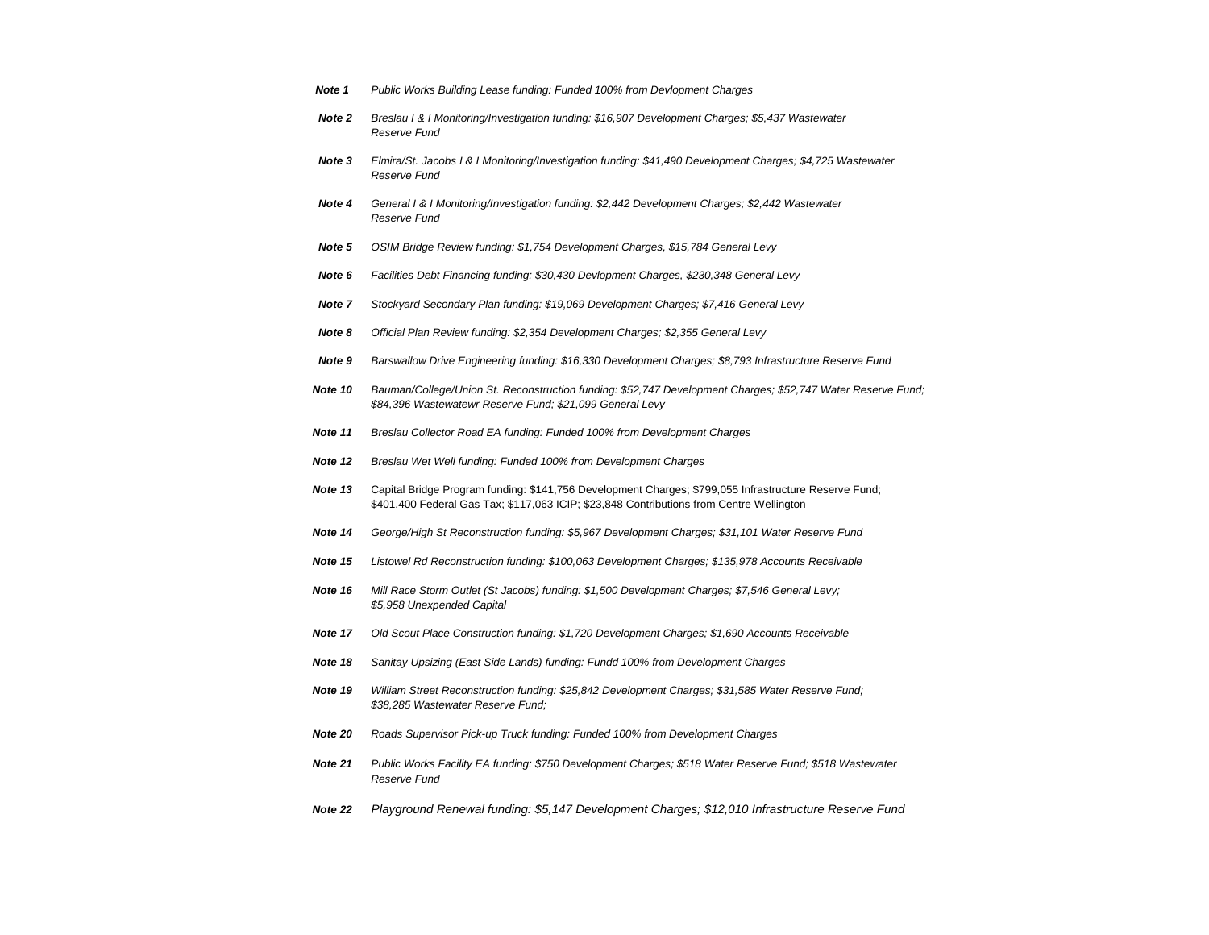| | |
|---|---|
| ***Note 1*** | *Public Works Building Lease funding: Funded 100% from Devlopment Charges* |
| ***Note 2*** | *Breslau I & I Monitoring/Investigation funding: $16,907 Development Charges; $5,437 Wastewater Reserve Fund* |
| ***Note 3*** | *Elmira/St. Jacobs I & I Monitoring/Investigation funding: $41,490 Development Charges; $4,725 Wastewater Reserve Fund* |
| ***Note 4*** | *General I & I Monitoring/Investigation funding: $2,442 Development Charges; $2,442 Wastewater Reserve Fund* |
| ***Note 5*** | *OSIM Bridge Review funding: $1,754 Development Charges, $15,784 General Levy* |
| ***Note 6*** | *Facilities Debt Financing funding: $30,430 Devlopment Charges, $230,348 General Levy* |
| ***Note 7*** | *Stockyard Secondary Plan funding: $19,069 Development Charges; $7,416 General Levy* |
| ***Note 8*** | *Official Plan Review funding: $2,354 Development Charges; $2,355 General Levy* |
| ***Note 9*** | *Barswallow Drive Engineering funding: $16,330 Development Charges; $8,793 Infrastructure Reserve Fund* |
| ***Note 10*** | *Bauman/College/Union St. Reconstruction funding: $52,747 Development Charges; $52,747 Water Reserve Fund; $84,396 Wastewatewr Reserve Fund; $21,099 General Levy* |
| ***Note 11*** | *Breslau Collector Road EA funding: Funded 100% from Development Charges* |
| ***Note 12*** | *Breslau Wet Well funding: Funded 100% from Development Charges* |
| ***Note 13*** | Capital Bridge Program funding: $141,756 Development Charges; $799,055 Infrastructure Reserve Fund; $401,400 Federal Gas Tax; $117,063 ICIP; $23,848 Contributions from Centre Wellington |
| ***Note 14*** | *George/High St Reconstruction funding: $5,967 Development Charges; $31,101 Water Reserve Fund* |
| ***Note 15*** | *Listowel Rd Reconstruction funding: $100,063 Development Charges; $135,978 Accounts Receivable* |
| ***Note 16*** | *Mill Race Storm Outlet (St Jacobs) funding: $1,500 Development Charges; $7,546 General Levy; $5,958 Unexpended Capital* |
| ***Note 17*** | *Old Scout Place Construction funding: $1,720 Development Charges; $1,690 Accounts Receivable* |
| ***Note 18*** | *Sanitay Upsizing (East Side Lands) funding: Fundd 100% from Development Charges* |
| ***Note 19*** | *William Street Reconstruction funding: $25,842 Development Charges; $31,585 Water Reserve Fund; $38,285 Wastewater Reserve Fund;* |
| ***Note 20*** | *Roads Supervisor Pick-up Truck funding: Funded 100% from Development Charges* |
| ***Note 21*** | *Public Works Facility EA funding: $750 Development Charges; $518 Water Reserve Fund; $518 Wastewater Reserve Fund* |
| ***Note 22*** | *Playground Renewal funding: $5,147 Development Charges; $12,010 Infrastructure Reserve Fund* |